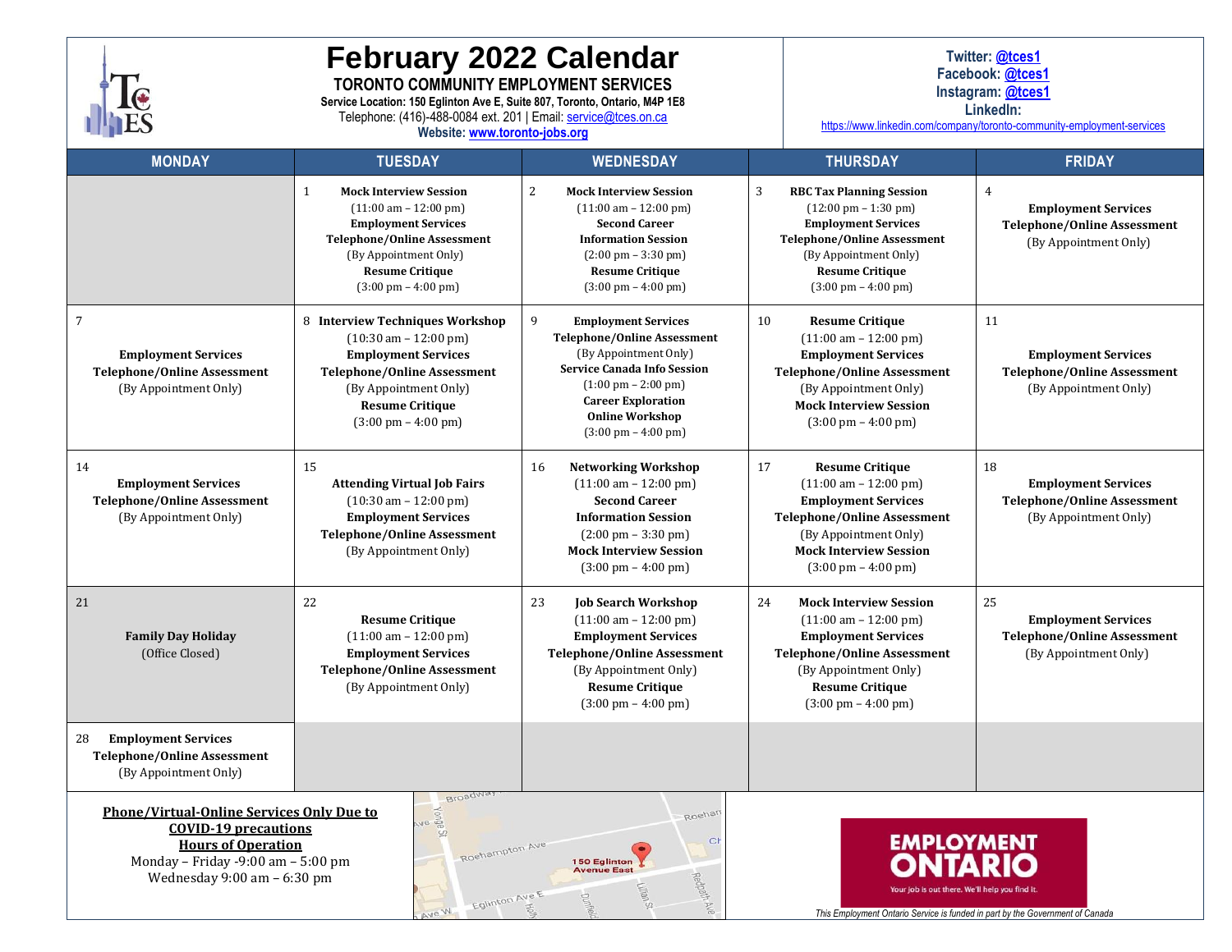# February 2022 Calendar

**TORONTO COMMUNITY EMPLOYMENT SERVICES**

**Service Location: 150 Eglinton Ave E, Suite 807, Toronto, Ontario, M4P 1E8**

Telephone: (416)-488-0084 ext. 201 | Email: service@tces.on.ca

**Website: www.toronto-jobs.org**

**Twitter: @tces1**
**Facebook: @tces1**
**Instagram: @tces1**
**LinkedIn:** https://www.linkedin.com/company/toronto-community-employment-services

| MONDAY | TUESDAY | WEDNESDAY | THURSDAY | FRIDAY |
|---|---|---|---|---|
| | 1 **Mock Interview Session** (11:00 am – 12:00 pm) **Employment Services Telephone/Online Assessment** (By Appointment Only) **Resume Critique** (3:00 pm – 4:00 pm) | 2 **Mock Interview Session** (11:00 am – 12:00 pm) **Second Career Information Session** (2:00 pm – 3:30 pm) **Resume Critique** (3:00 pm – 4:00 pm) | 3 **RBC Tax Planning Session** (12:00 pm – 1:30 pm) **Employment Services Telephone/Online Assessment** (By Appointment Only) **Resume Critique** (3:00 pm – 4:00 pm) | 4 **Employment Services Telephone/Online Assessment** (By Appointment Only) |
| 7 **Employment Services Telephone/Online Assessment** (By Appointment Only) | 8 **Interview Techniques Workshop** (10:30 am – 12:00 pm) **Employment Services Telephone/Online Assessment** (By Appointment Only) **Resume Critique** (3:00 pm – 4:00 pm) | 9 **Employment Services Telephone/Online Assessment** (By Appointment Only) **Service Canada Info Session** (1:00 pm – 2:00 pm) **Career Exploration Online Workshop** (3:00 pm – 4:00 pm) | 10 **Resume Critique** (11:00 am – 12:00 pm) **Employment Services Telephone/Online Assessment** (By Appointment Only) **Mock Interview Session** (3:00 pm – 4:00 pm) | 11 **Employment Services Telephone/Online Assessment** (By Appointment Only) |
| 14 **Employment Services Telephone/Online Assessment** (By Appointment Only) | 15 **Attending Virtual Job Fairs** (10:30 am – 12:00 pm) **Employment Services Telephone/Online Assessment** (By Appointment Only) | 16 **Networking Workshop** (11:00 am – 12:00 pm) **Second Career Information Session** (2:00 pm – 3:30 pm) **Mock Interview Session** (3:00 pm – 4:00 pm) | 17 **Resume Critique** (11:00 am – 12:00 pm) **Employment Services Telephone/Online Assessment** (By Appointment Only) **Mock Interview Session** (3:00 pm – 4:00 pm) | 18 **Employment Services Telephone/Online Assessment** (By Appointment Only) |
| 21 **Family Day Holiday** (Office Closed) | 22 **Resume Critique** (11:00 am – 12:00 pm) **Employment Services Telephone/Online Assessment** (By Appointment Only) | 23 **Job Search Workshop** (11:00 am – 12:00 pm) **Employment Services Telephone/Online Assessment** (By Appointment Only) **Resume Critique** (3:00 pm – 4:00 pm) | 24 **Mock Interview Session** (11:00 am – 12:00 pm) **Employment Services Telephone/Online Assessment** (By Appointment Only) **Resume Critique** (3:00 pm – 4:00 pm) | 25 **Employment Services Telephone/Online Assessment** (By Appointment Only) |
| 28 **Employment Services Telephone/Online Assessment** (By Appointment Only) | | | | |

**Phone/Virtual-Online Services Only Due to COVID-19 precautions**

**Hours of Operation**

Monday – Friday -9:00 am – 5:00 pm

Wednesday 9:00 am – 6:30 pm

EMPLOYMENT ONTARIO — Your job is out there. We'll help you find it.

*This Employment Ontario Service is funded in part by the Government of Canada*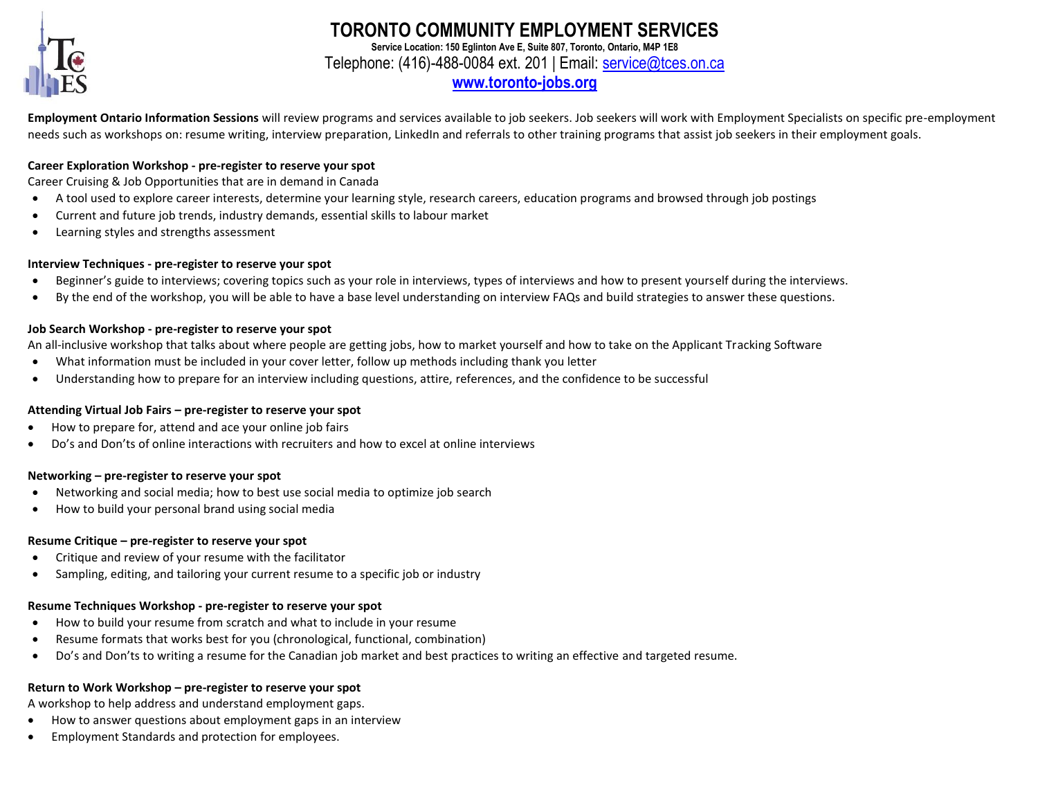# TORONTO COMMUNITY EMPLOYMENT SERVICES

**Service Location: 150 Eglinton Ave E, Suite 807, Toronto, Ontario, M4P 1E8**

Telephone: (416)-488-0084 ext. 201 | Email: service@tces.on.ca

**www.toronto-jobs.org**

**Employment Ontario Information Sessions** will review programs and services available to job seekers. Job seekers will work with Employment Specialists on specific pre-employment needs such as workshops on: resume writing, interview preparation, LinkedIn and referrals to other training programs that assist job seekers in their employment goals.

**Career Exploration Workshop - pre-register to reserve your spot**

Career Cruising & Job Opportunities that are in demand in Canada

- A tool used to explore career interests, determine your learning style, research careers, education programs and browsed through job postings
- Current and future job trends, industry demands, essential skills to labour market
- Learning styles and strengths assessment

**Interview Techniques - pre-register to reserve your spot**

- Beginner's guide to interviews; covering topics such as your role in interviews, types of interviews and how to present yourself during the interviews.
- By the end of the workshop, you will be able to have a base level understanding on interview FAQs and build strategies to answer these questions.

**Job Search Workshop - pre-register to reserve your spot**

An all-inclusive workshop that talks about where people are getting jobs, how to market yourself and how to take on the Applicant Tracking Software

- What information must be included in your cover letter, follow up methods including thank you letter
- Understanding how to prepare for an interview including questions, attire, references, and the confidence to be successful

**Attending Virtual Job Fairs – pre-register to reserve your spot**

- How to prepare for, attend and ace your online job fairs
- Do's and Don'ts of online interactions with recruiters and how to excel at online interviews

**Networking – pre-register to reserve your spot**

- Networking and social media; how to best use social media to optimize job search
- How to build your personal brand using social media

**Resume Critique – pre-register to reserve your spot**

- Critique and review of your resume with the facilitator
- Sampling, editing, and tailoring your current resume to a specific job or industry

**Resume Techniques Workshop - pre-register to reserve your spot**

- How to build your resume from scratch and what to include in your resume
- Resume formats that works best for you (chronological, functional, combination)
- Do's and Don'ts to writing a resume for the Canadian job market and best practices to writing an effective and targeted resume.

**Return to Work Workshop – pre-register to reserve your spot**

A workshop to help address and understand employment gaps.

- How to answer questions about employment gaps in an interview
- Employment Standards and protection for employees.